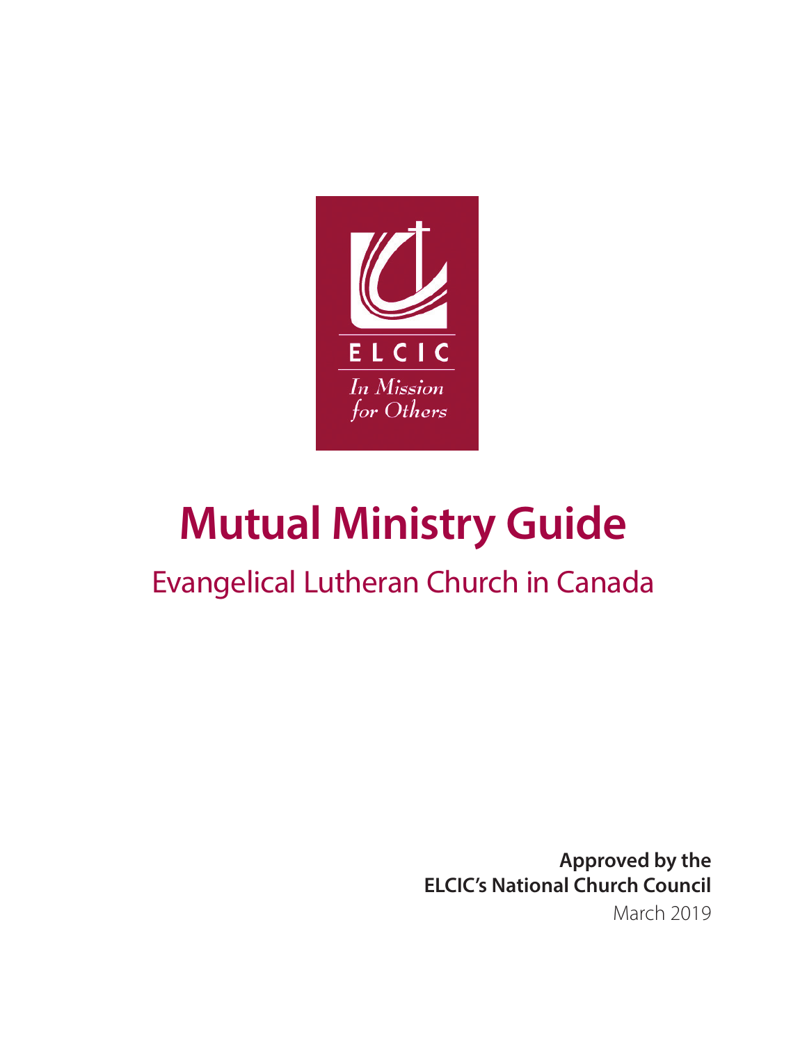ELCIC

*In Mission for Others*

# Mutual Ministry Guide

## Evangelical Lutheran Church in Canada

**Approved by the ELCIC's National Church Council**

March 2019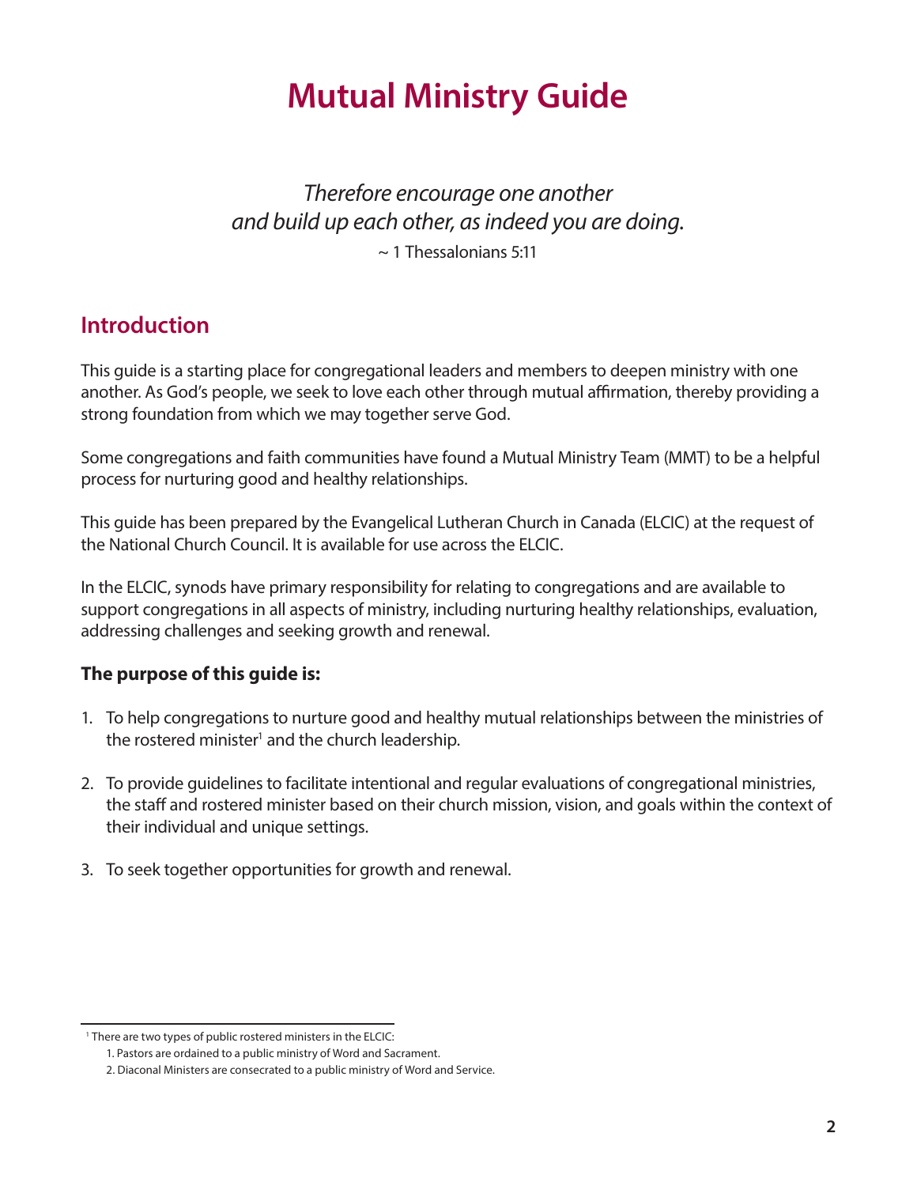# Mutual Ministry Guide

*Therefore encourage one another*
*and build up each other, as indeed you are doing.*

~ 1 Thessalonians 5:11

## Introduction

This guide is a starting place for congregational leaders and members to deepen ministry with one another. As God's people, we seek to love each other through mutual affirmation, thereby providing a strong foundation from which we may together serve God.

Some congregations and faith communities have found a Mutual Ministry Team (MMT) to be a helpful process for nurturing good and healthy relationships.

This guide has been prepared by the Evangelical Lutheran Church in Canada (ELCIC) at the request of the National Church Council. It is available for use across the ELCIC.

In the ELCIC, synods have primary responsibility for relating to congregations and are available to support congregations in all aspects of ministry, including nurturing healthy relationships, evaluation, addressing challenges and seeking growth and renewal.

### The purpose of this guide is:

1. To help congregations to nurture good and healthy mutual relationships between the ministries of the rostered minister[1] and the church leadership.

2. To provide guidelines to facilitate intentional and regular evaluations of congregational ministries, the staff and rostered minister based on their church mission, vision, and goals within the context of their individual and unique settings.

3. To seek together opportunities for growth and renewal.

---

[1] There are two types of public rostered ministers in the ELCIC:

1. Pastors are ordained to a public ministry of Word and Sacrament.
2. Diaconal Ministers are consecrated to a public ministry of Word and Service.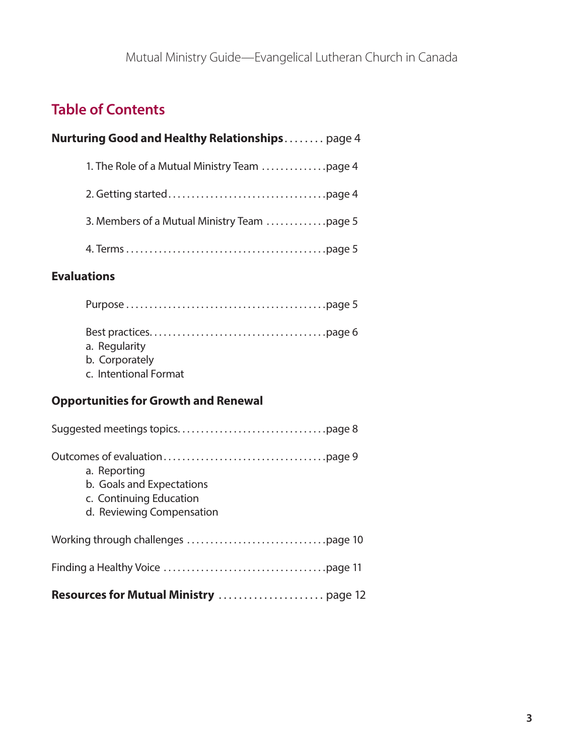## Table of Contents

**Nurturing Good and Healthy Relationships** ........ page 4

1. The Role of a Mutual Ministry Team .............page 4
2. Getting started.................................page 4
3. Members of a Mutual Ministry Team ............page 5
4. Terms ..........................................page 5

**Evaluations**

Purpose ..........................................page 5

Best practices.....................................page 6

a. Regularity
b. Corporately
c. Intentional Format

**Opportunities for Growth and Renewal**

Suggested meetings topics...............................page 8

Outcomes of evaluation..................................page 9

a. Reporting
b. Goals and Expectations
c. Continuing Education
d. Reviewing Compensation

Working through challenges .............................page 10

Finding a Healthy Voice .................................page 11

**Resources for Mutual Ministry** ..................... page 12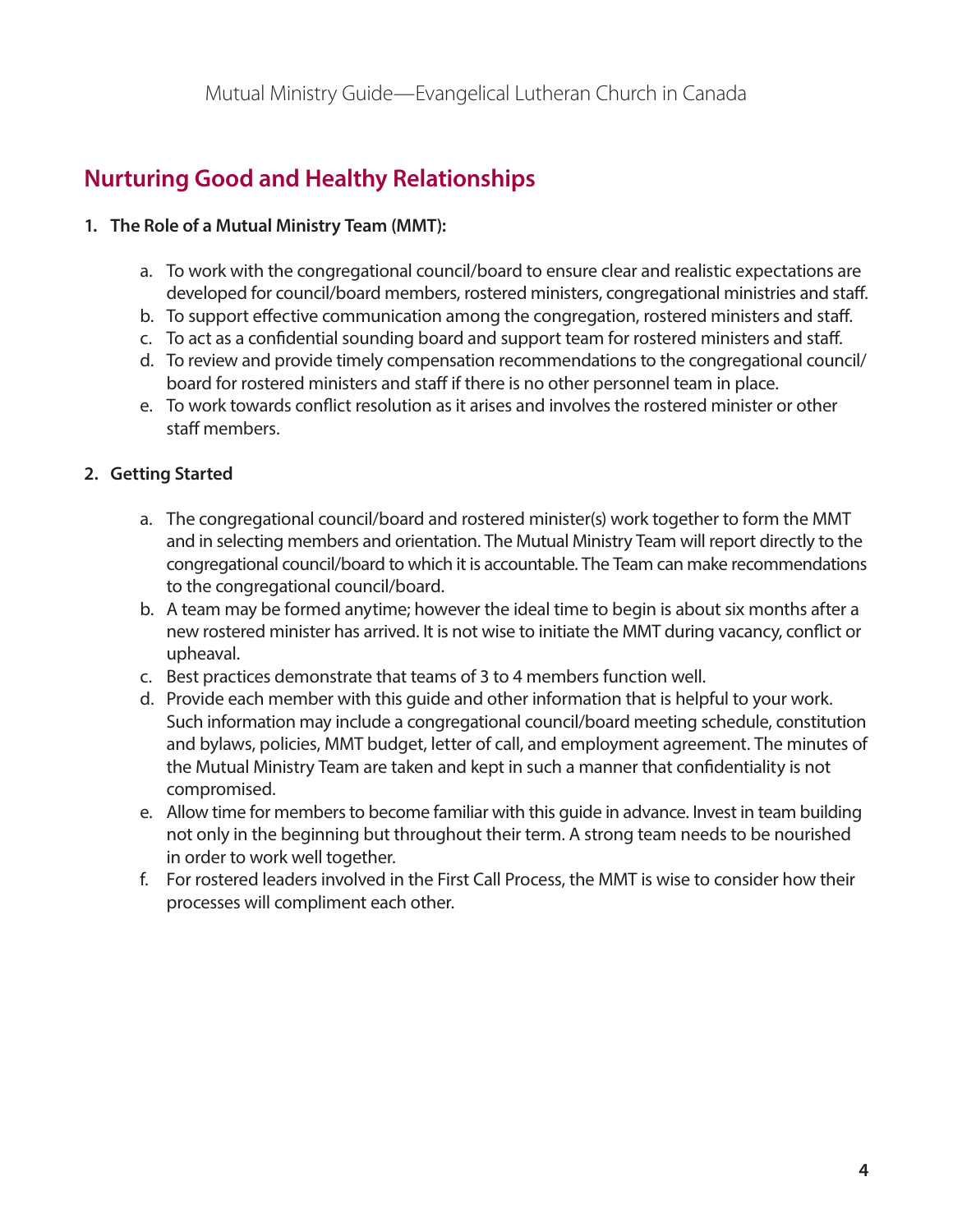## Nurturing Good and Healthy Relationships

**1. The Role of a Mutual Ministry Team (MMT):**

a. To work with the congregational council/board to ensure clear and realistic expectations are developed for council/board members, rostered ministers, congregational ministries and staff.
b. To support effective communication among the congregation, rostered ministers and staff.
c. To act as a confidential sounding board and support team for rostered ministers and staff.
d. To review and provide timely compensation recommendations to the congregational council/board for rostered ministers and staff if there is no other personnel team in place.
e. To work towards conflict resolution as it arises and involves the rostered minister or other staff members.

**2. Getting Started**

a. The congregational council/board and rostered minister(s) work together to form the MMT and in selecting members and orientation. The Mutual Ministry Team will report directly to the congregational council/board to which it is accountable. The Team can make recommendations to the congregational council/board.
b. A team may be formed anytime; however the ideal time to begin is about six months after a new rostered minister has arrived. It is not wise to initiate the MMT during vacancy, conflict or upheaval.
c. Best practices demonstrate that teams of 3 to 4 members function well.
d. Provide each member with this guide and other information that is helpful to your work. Such information may include a congregational council/board meeting schedule, constitution and bylaws, policies, MMT budget, letter of call, and employment agreement. The minutes of the Mutual Ministry Team are taken and kept in such a manner that confidentiality is not compromised.
e. Allow time for members to become familiar with this guide in advance. Invest in team building not only in the beginning but throughout their term. A strong team needs to be nourished in order to work well together.
f. For rostered leaders involved in the First Call Process, the MMT is wise to consider how their processes will compliment each other.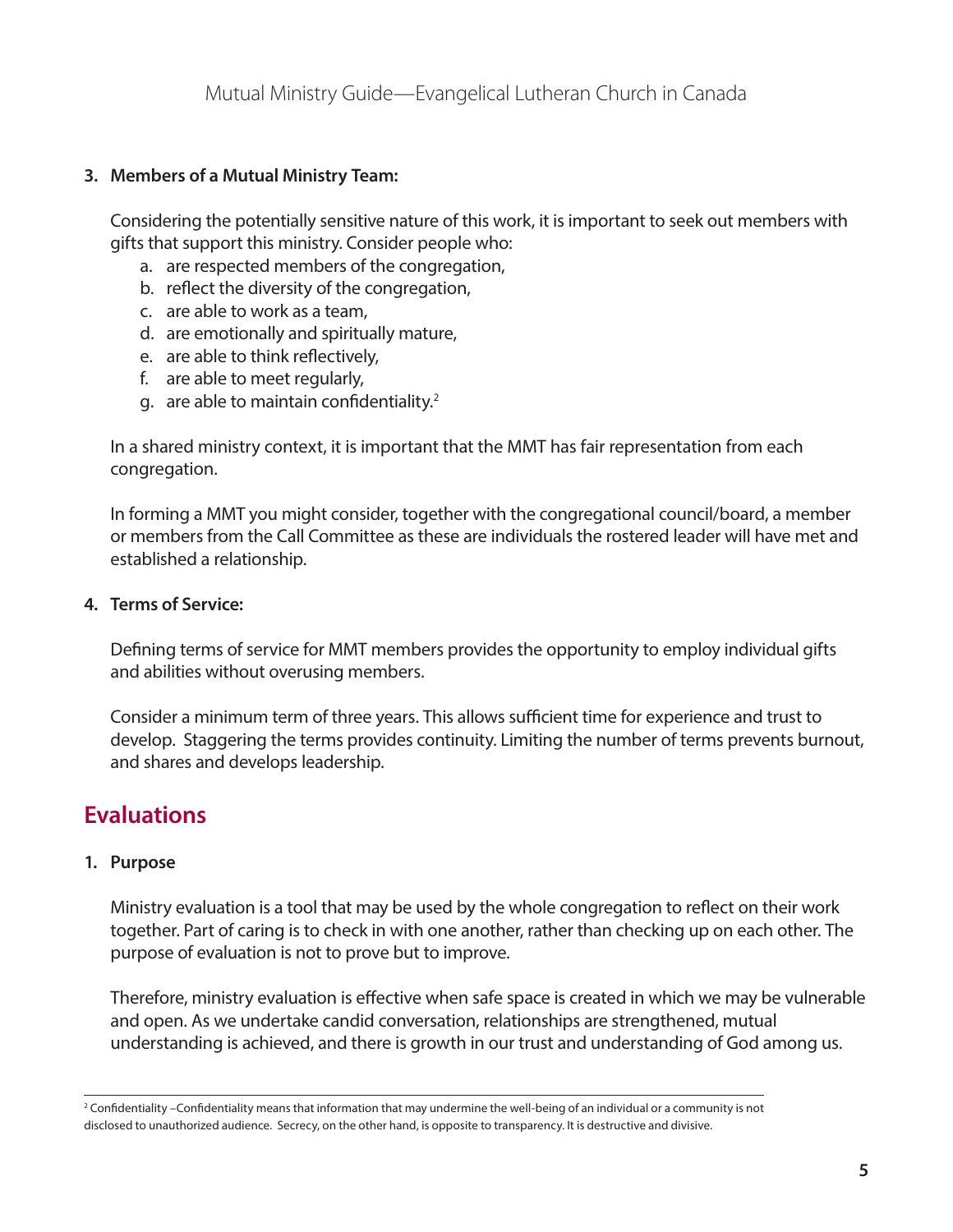**3. Members of a Mutual Ministry Team:**

Considering the potentially sensitive nature of this work, it is important to seek out members with gifts that support this ministry. Consider people who:

a. are respected members of the congregation,
b. reflect the diversity of the congregation,
c. are able to work as a team,
d. are emotionally and spiritually mature,
e. are able to think reflectively,
f. are able to meet regularly,
g. are able to maintain confidentiality.[2]

In a shared ministry context, it is important that the MMT has fair representation from each congregation.

In forming a MMT you might consider, together with the congregational council/board, a member or members from the Call Committee as these are individuals the rostered leader will have met and established a relationship.

**4. Terms of Service:**

Defining terms of service for MMT members provides the opportunity to employ individual gifts and abilities without overusing members.

Consider a minimum term of three years. This allows sufficient time for experience and trust to develop. Staggering the terms provides continuity. Limiting the number of terms prevents burnout, and shares and develops leadership.

## Evaluations

**1. Purpose**

Ministry evaluation is a tool that may be used by the whole congregation to reflect on their work together. Part of caring is to check in with one another, rather than checking up on each other. The purpose of evaluation is not to prove but to improve.

Therefore, ministry evaluation is effective when safe space is created in which we may be vulnerable and open. As we undertake candid conversation, relationships are strengthened, mutual understanding is achieved, and there is growth in our trust and understanding of God among us.

---

[2] Confidentiality –Confidentiality means that information that may undermine the well-being of an individual or a community is not disclosed to unauthorized audience. Secrecy, on the other hand, is opposite to transparency. It is destructive and divisive.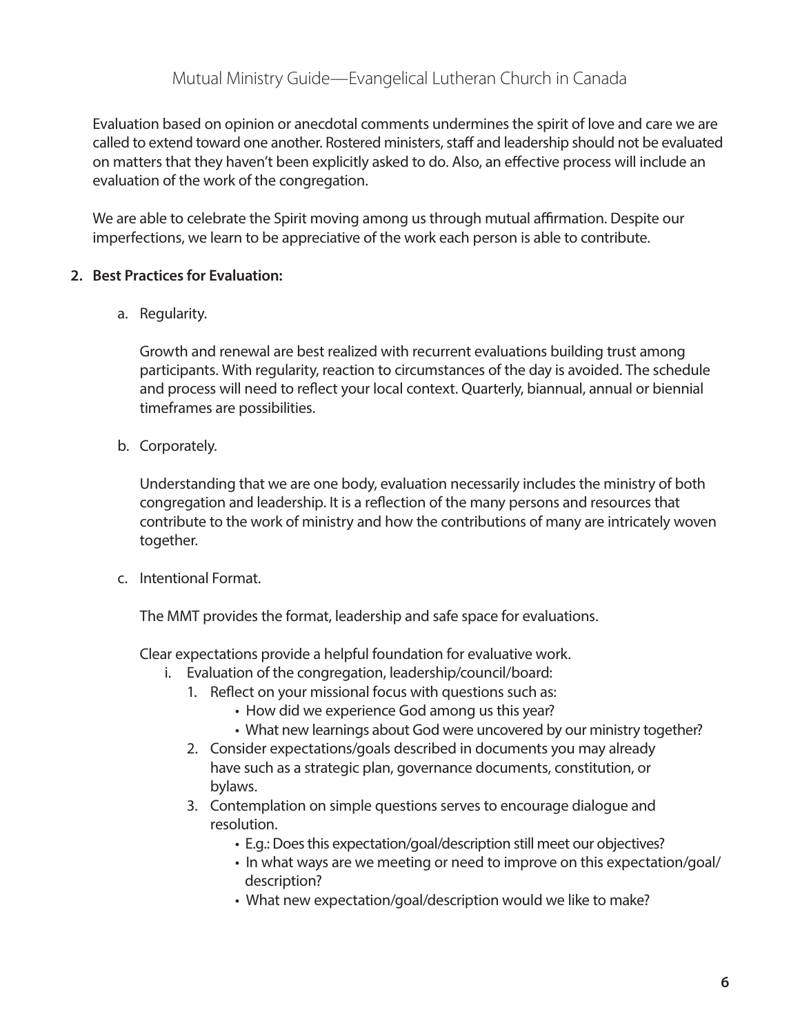Evaluation based on opinion or anecdotal comments undermines the spirit of love and care we are called to extend toward one another. Rostered ministers, staff and leadership should not be evaluated on matters that they haven't been explicitly asked to do. Also, an effective process will include an evaluation of the work of the congregation.

We are able to celebrate the Spirit moving among us through mutual affirmation. Despite our imperfections, we learn to be appreciative of the work each person is able to contribute.

2. **Best Practices for Evaluation:**

    a. Regularity.

    Growth and renewal are best realized with recurrent evaluations building trust among participants. With regularity, reaction to circumstances of the day is avoided. The schedule and process will need to reflect your local context. Quarterly, biannual, annual or biennial timeframes are possibilities.

    b. Corporately.

    Understanding that we are one body, evaluation necessarily includes the ministry of both congregation and leadership. It is a reflection of the many persons and resources that contribute to the work of ministry and how the contributions of many are intricately woven together.

    c. Intentional Format.

    The MMT provides the format, leadership and safe space for evaluations.

    Clear expectations provide a helpful foundation for evaluative work.

    i. Evaluation of the congregation, leadership/council/board:
        1. Reflect on your missional focus with questions such as:
            - How did we experience God among us this year?
            - What new learnings about God were uncovered by our ministry together?
        2. Consider expectations/goals described in documents you may already have such as a strategic plan, governance documents, constitution, or bylaws.
        3. Contemplation on simple questions serves to encourage dialogue and resolution.
            - E.g.: Does this expectation/goal/description still meet our objectives?
            - In what ways are we meeting or need to improve on this expectation/goal/description?
            - What new expectation/goal/description would we like to make?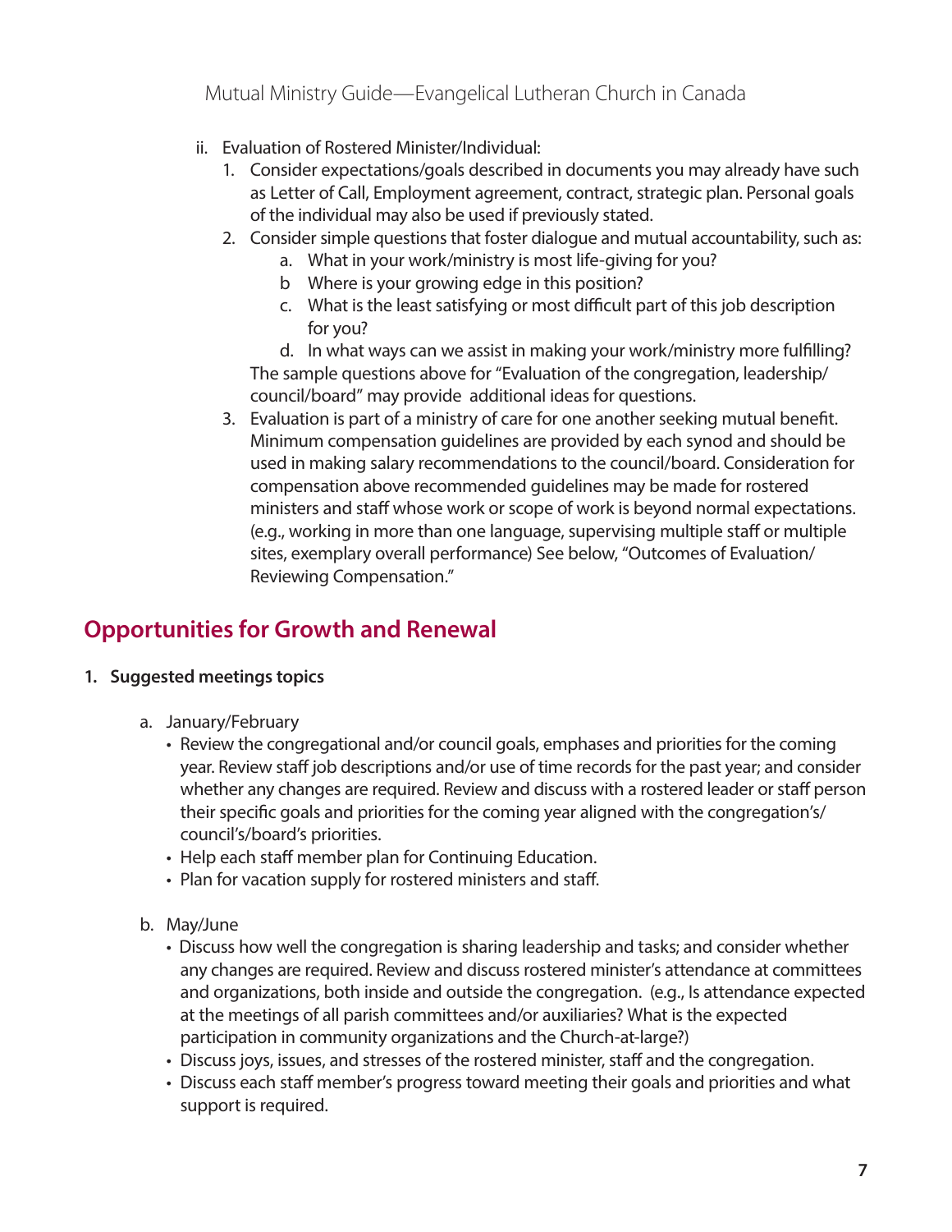ii. Evaluation of Rostered Minister/Individual:

1. Consider expectations/goals described in documents you may already have such as Letter of Call, Employment agreement, contract, strategic plan. Personal goals of the individual may also be used if previously stated.
2. Consider simple questions that foster dialogue and mutual accountability, such as:
    a. What in your work/ministry is most life-giving for you?
    b Where is your growing edge in this position?
    c. What is the least satisfying or most difficult part of this job description for you?
    d. In what ways can we assist in making your work/ministry more fulfilling?

    The sample questions above for "Evaluation of the congregation, leadership/council/board" may provide additional ideas for questions.
3. Evaluation is part of a ministry of care for one another seeking mutual benefit. Minimum compensation guidelines are provided by each synod and should be used in making salary recommendations to the council/board. Consideration for compensation above recommended guidelines may be made for rostered ministers and staff whose work or scope of work is beyond normal expectations. (e.g., working in more than one language, supervising multiple staff or multiple sites, exemplary overall performance) See below, "Outcomes of Evaluation/Reviewing Compensation."

## Opportunities for Growth and Renewal

**1. Suggested meetings topics**

a. January/February

- Review the congregational and/or council goals, emphases and priorities for the coming year. Review staff job descriptions and/or use of time records for the past year; and consider whether any changes are required. Review and discuss with a rostered leader or staff person their specific goals and priorities for the coming year aligned with the congregation's/council's/board's priorities.
- Help each staff member plan for Continuing Education.
- Plan for vacation supply for rostered ministers and staff.

b. May/June

- Discuss how well the congregation is sharing leadership and tasks; and consider whether any changes are required. Review and discuss rostered minister's attendance at committees and organizations, both inside and outside the congregation. (e.g., Is attendance expected at the meetings of all parish committees and/or auxiliaries? What is the expected participation in community organizations and the Church-at-large?)
- Discuss joys, issues, and stresses of the rostered minister, staff and the congregation.
- Discuss each staff member's progress toward meeting their goals and priorities and what support is required.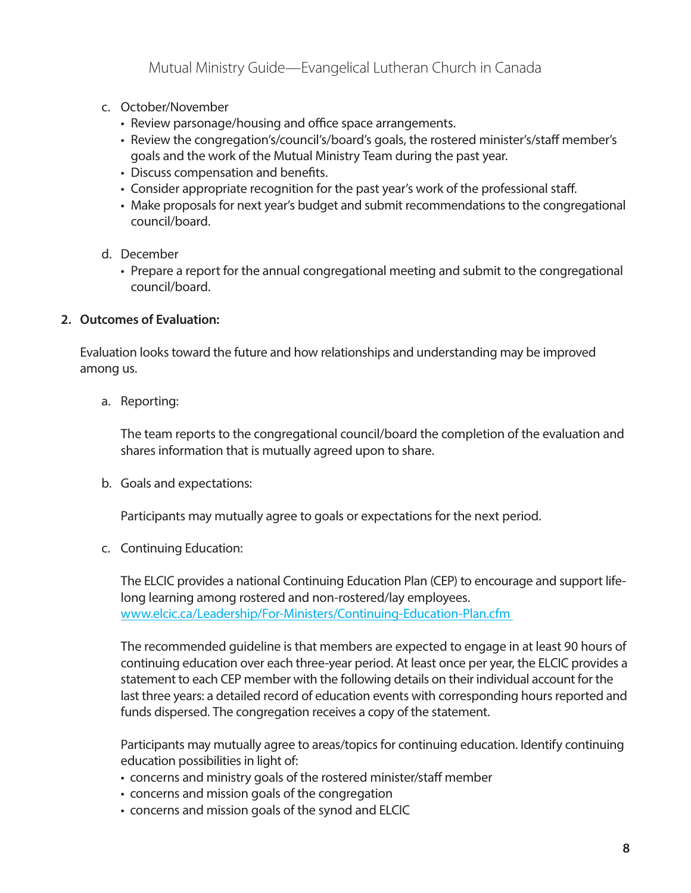c. October/November
   - Review parsonage/housing and office space arrangements.
   - Review the congregation's/council's/board's goals, the rostered minister's/staff member's goals and the work of the Mutual Ministry Team during the past year.
   - Discuss compensation and benefits.
   - Consider appropriate recognition for the past year's work of the professional staff.
   - Make proposals for next year's budget and submit recommendations to the congregational council/board.

d. December
   - Prepare a report for the annual congregational meeting and submit to the congregational council/board.

**2. Outcomes of Evaluation:**

Evaluation looks toward the future and how relationships and understanding may be improved among us.

a. Reporting:

   The team reports to the congregational council/board the completion of the evaluation and shares information that is mutually agreed upon to share.

b. Goals and expectations:

   Participants may mutually agree to goals or expectations for the next period.

c. Continuing Education:

   The ELCIC provides a national Continuing Education Plan (CEP) to encourage and support life-long learning among rostered and non-rostered/lay employees.
   www.elcic.ca/Leadership/For-Ministers/Continuing-Education-Plan.cfm

   The recommended guideline is that members are expected to engage in at least 90 hours of continuing education over each three-year period. At least once per year, the ELCIC provides a statement to each CEP member with the following details on their individual account for the last three years: a detailed record of education events with corresponding hours reported and funds dispersed. The congregation receives a copy of the statement.

   Participants may mutually agree to areas/topics for continuing education. Identify continuing education possibilities in light of:
   - concerns and ministry goals of the rostered minister/staff member
   - concerns and mission goals of the congregation
   - concerns and mission goals of the synod and ELCIC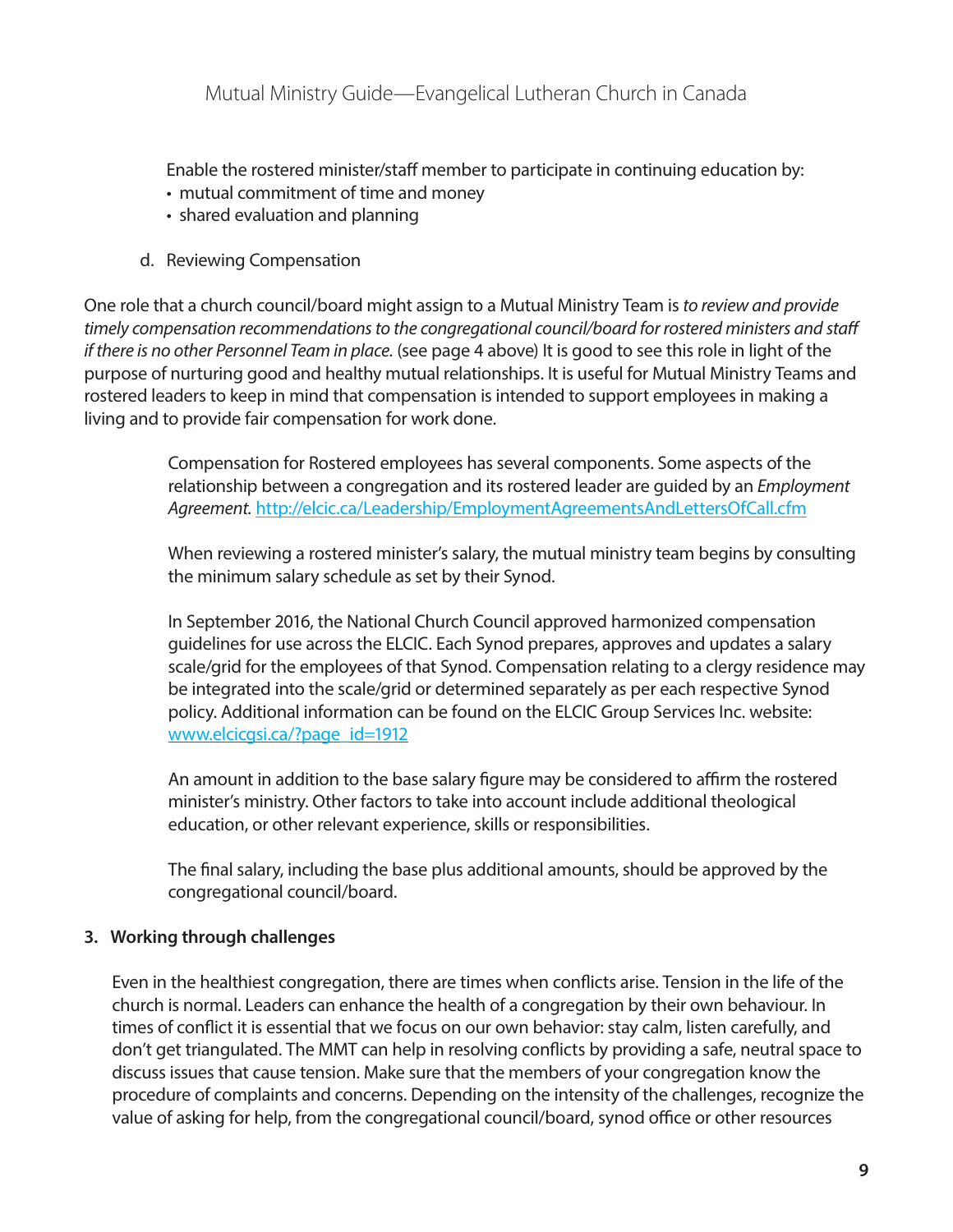Enable the rostered minister/staff member to participate in continuing education by:

- mutual commitment of time and money
- shared evaluation and planning

d. Reviewing Compensation

One role that a church council/board might assign to a Mutual Ministry Team is *to review and provide timely compensation recommendations to the congregational council/board for rostered ministers and staff if there is no other Personnel Team in place.* (see page 4 above) It is good to see this role in light of the purpose of nurturing good and healthy mutual relationships. It is useful for Mutual Ministry Teams and rostered leaders to keep in mind that compensation is intended to support employees in making a living and to provide fair compensation for work done.

Compensation for Rostered employees has several components. Some aspects of the relationship between a congregation and its rostered leader are guided by an *Employment Agreement.* http://elcic.ca/Leadership/EmploymentAgreementsAndLettersOfCall.cfm

When reviewing a rostered minister's salary, the mutual ministry team begins by consulting the minimum salary schedule as set by their Synod.

In September 2016, the National Church Council approved harmonized compensation guidelines for use across the ELCIC. Each Synod prepares, approves and updates a salary scale/grid for the employees of that Synod. Compensation relating to a clergy residence may be integrated into the scale/grid or determined separately as per each respective Synod policy. Additional information can be found on the ELCIC Group Services Inc. website: www.elcicgsi.ca/?page_id=1912

An amount in addition to the base salary figure may be considered to affirm the rostered minister's ministry. Other factors to take into account include additional theological education, or other relevant experience, skills or responsibilities.

The final salary, including the base plus additional amounts, should be approved by the congregational council/board.

**3. Working through challenges**

Even in the healthiest congregation, there are times when conflicts arise. Tension in the life of the church is normal. Leaders can enhance the health of a congregation by their own behaviour. In times of conflict it is essential that we focus on our own behavior: stay calm, listen carefully, and don't get triangulated. The MMT can help in resolving conflicts by providing a safe, neutral space to discuss issues that cause tension. Make sure that the members of your congregation know the procedure of complaints and concerns. Depending on the intensity of the challenges, recognize the value of asking for help, from the congregational council/board, synod office or other resources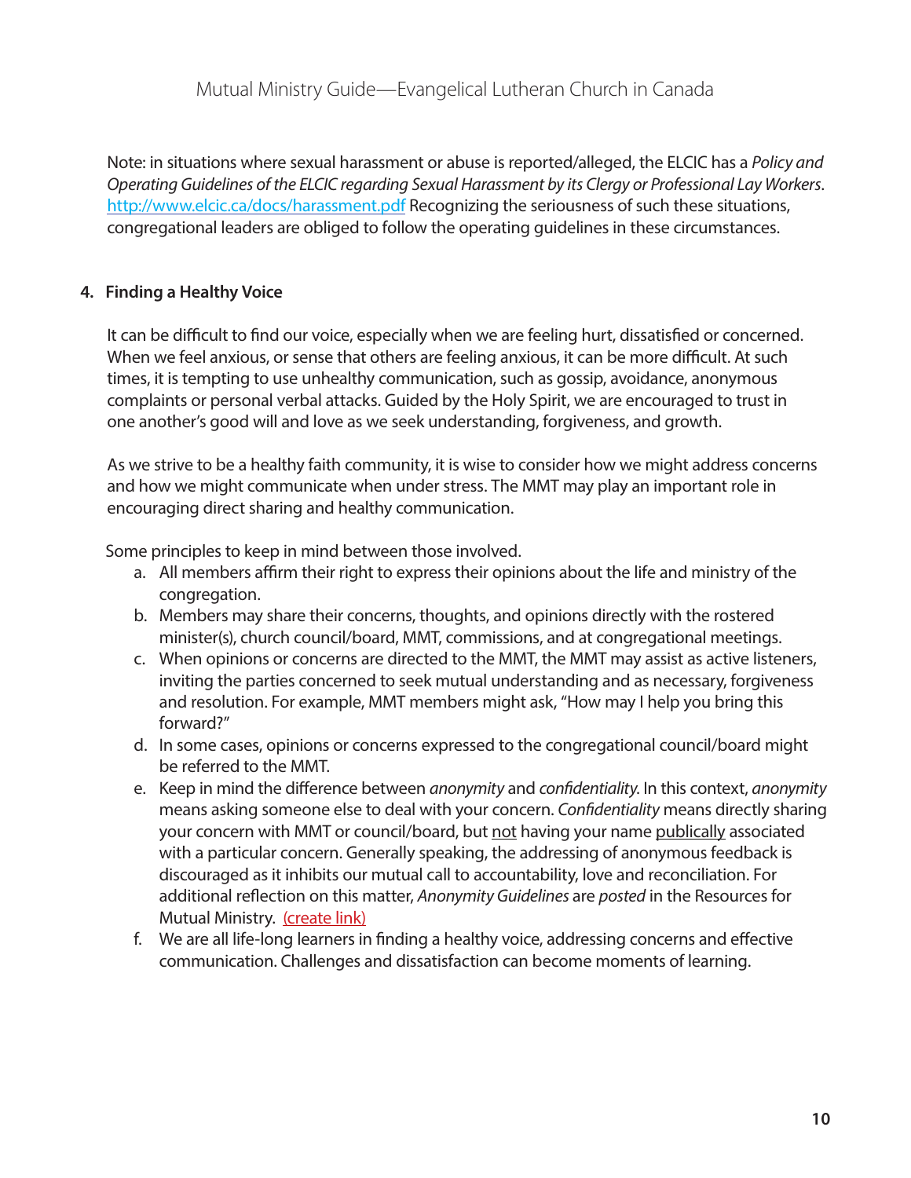Note: in situations where sexual harassment or abuse is reported/alleged, the ELCIC has a *Policy and Operating Guidelines of the ELCIC regarding Sexual Harassment by its Clergy or Professional Lay Workers*. http://www.elcic.ca/docs/harassment.pdf Recognizing the seriousness of such these situations, congregational leaders are obliged to follow the operating guidelines in these circumstances.

### 4. Finding a Healthy Voice

It can be difficult to find our voice, especially when we are feeling hurt, dissatisfied or concerned. When we feel anxious, or sense that others are feeling anxious, it can be more difficult. At such times, it is tempting to use unhealthy communication, such as gossip, avoidance, anonymous complaints or personal verbal attacks. Guided by the Holy Spirit, we are encouraged to trust in one another's good will and love as we seek understanding, forgiveness, and growth.

As we strive to be a healthy faith community, it is wise to consider how we might address concerns and how we might communicate when under stress. The MMT may play an important role in encouraging direct sharing and healthy communication.

Some principles to keep in mind between those involved.

a. All members affirm their right to express their opinions about the life and ministry of the congregation.
b. Members may share their concerns, thoughts, and opinions directly with the rostered minister(s), church council/board, MMT, commissions, and at congregational meetings.
c. When opinions or concerns are directed to the MMT, the MMT may assist as active listeners, inviting the parties concerned to seek mutual understanding and as necessary, forgiveness and resolution. For example, MMT members might ask, "How may I help you bring this forward?"
d. In some cases, opinions or concerns expressed to the congregational council/board might be referred to the MMT.
e. Keep in mind the difference between *anonymity* and *confidentiality.* In this context, *anonymity* means asking someone else to deal with your concern. *Confidentiality* means directly sharing your concern with MMT or council/board, but <u>not</u> having your name <u>publically</u> associated with a particular concern. Generally speaking, the addressing of anonymous feedback is discouraged as it inhibits our mutual call to accountability, love and reconciliation. For additional reflection on this matter, *Anonymity Guidelines* are *posted* in the Resources for Mutual Ministry. (create link)
f. We are all life-long learners in finding a healthy voice, addressing concerns and effective communication. Challenges and dissatisfaction can become moments of learning.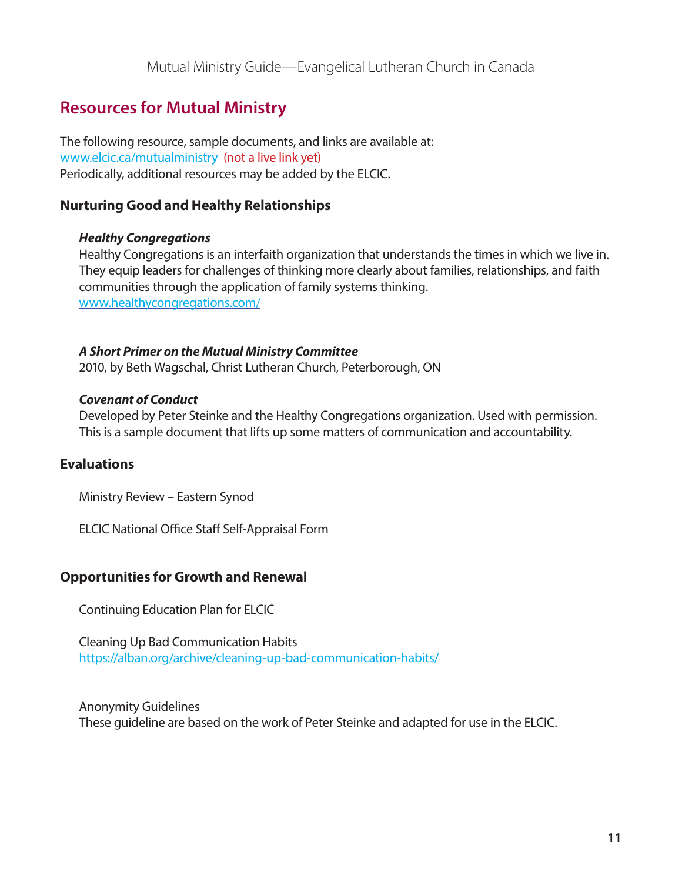## Resources for Mutual Ministry

The following resource, sample documents, and links are available at:
www.elcic.ca/mutualministry (not a live link yet)
Periodically, additional resources may be added by the ELCIC.

### Nurturing Good and Healthy Relationships

***Healthy Congregations***
Healthy Congregations is an interfaith organization that understands the times in which we live in. They equip leaders for challenges of thinking more clearly about families, relationships, and faith communities through the application of family systems thinking.
www.healthycongregations.com/

***A Short Primer on the Mutual Ministry Committee***
2010, by Beth Wagschal, Christ Lutheran Church, Peterborough, ON

***Covenant of Conduct***
Developed by Peter Steinke and the Healthy Congregations organization. Used with permission. This is a sample document that lifts up some matters of communication and accountability.

### Evaluations

Ministry Review – Eastern Synod

ELCIC National Office Staff Self-Appraisal Form

### Opportunities for Growth and Renewal

Continuing Education Plan for ELCIC

Cleaning Up Bad Communication Habits
https://alban.org/archive/cleaning-up-bad-communication-habits/

Anonymity Guidelines
These guideline are based on the work of Peter Steinke and adapted for use in the ELCIC.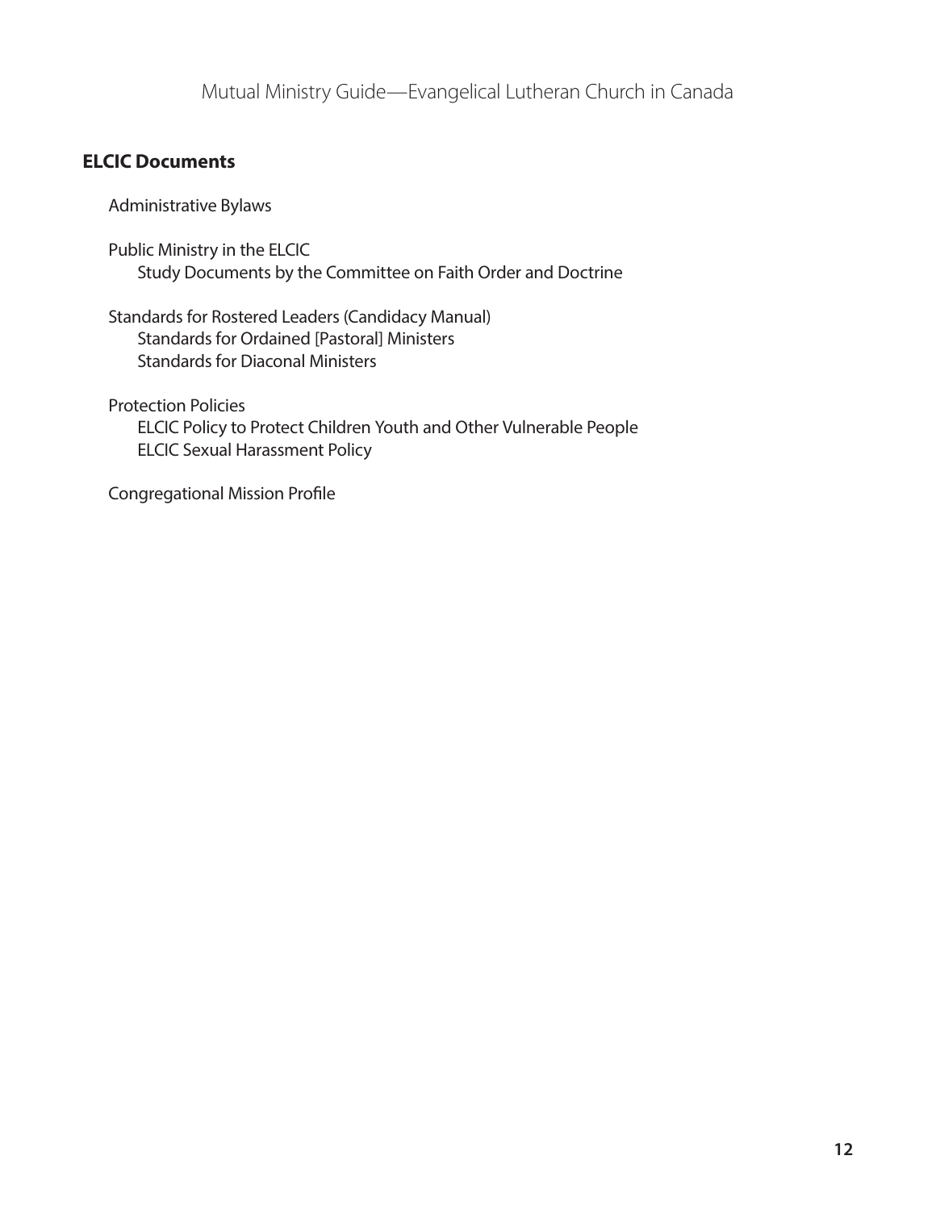## ELCIC Documents

Administrative Bylaws

Public Ministry in the ELCIC
- Study Documents by the Committee on Faith Order and Doctrine

Standards for Rostered Leaders (Candidacy Manual)
- Standards for Ordained [Pastoral] Ministers
- Standards for Diaconal Ministers

Protection Policies
- ELCIC Policy to Protect Children Youth and Other Vulnerable People
- ELCIC Sexual Harassment Policy

Congregational Mission Profile